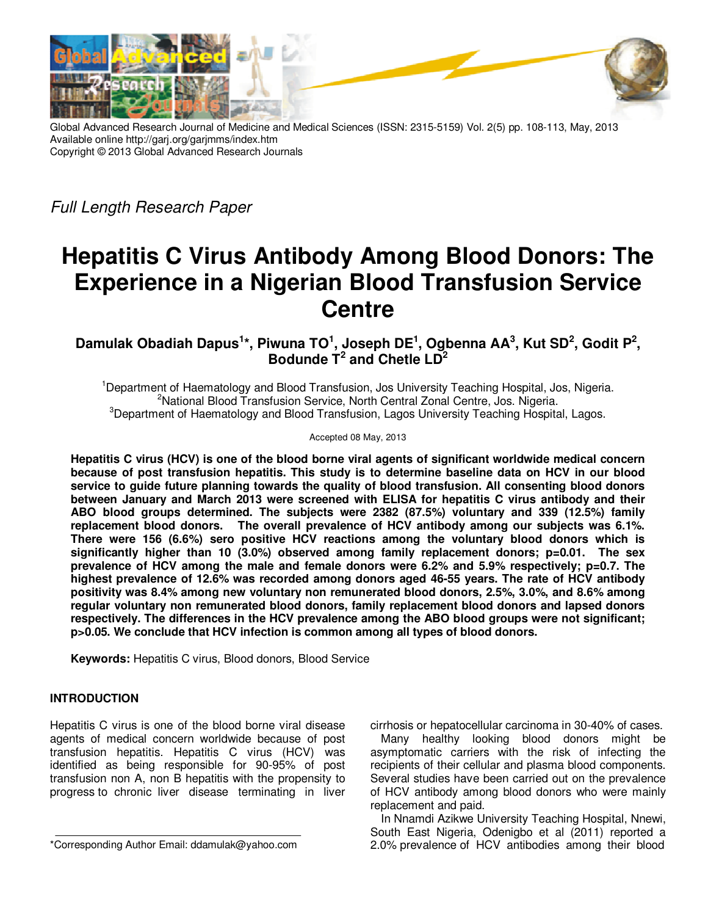Global Advanced Research Journal of Medicine and Medical Sciences (ISSN: 2315-5159) Vol. 2(5) pp. 108-113, May, 2013
Available online http://garj.org/garjmms/index.htm
Copyright © 2013 Global Advanced Research Journals

*Full Length Research Paper*

# Hepatitis C Virus Antibody Among Blood Donors: The Experience in a Nigerian Blood Transfusion Service Centre

**Damulak Obadiah Dapus[1]*, Piwuna TO[1], Joseph DE[1], Ogbenna AA[3], Kut SD[2], Godit P[2], Bodunde T[2] and Chetle LD[2]**

[1]Department of Haematology and Blood Transfusion, Jos University Teaching Hospital, Jos, Nigeria.
[2]National Blood Transfusion Service, North Central Zonal Centre, Jos. Nigeria.
[3]Department of Haematology and Blood Transfusion, Lagos University Teaching Hospital, Lagos.

Accepted 08 May, 2013

**Hepatitis C virus (HCV) is one of the blood borne viral agents of significant worldwide medical concern because of post transfusion hepatitis. This study is to determine baseline data on HCV in our blood service to guide future planning towards the quality of blood transfusion. All consenting blood donors between January and March 2013 were screened with ELISA for hepatitis C virus antibody and their ABO blood groups determined. The subjects were 2382 (87.5%) voluntary and 339 (12.5%) family replacement blood donors. The overall prevalence of HCV antibody among our subjects was 6.1%. There were 156 (6.6%) sero positive HCV reactions among the voluntary blood donors which is significantly higher than 10 (3.0%) observed among family replacement donors; p=0.01. The sex prevalence of HCV among the male and female donors were 6.2% and 5.9% respectively; p=0.7. The highest prevalence of 12.6% was recorded among donors aged 46-55 years. The rate of HCV antibody positivity was 8.4% among new voluntary non remunerated blood donors, 2.5%, 3.0%, and 8.6% among regular voluntary non remunerated blood donors, family replacement blood donors and lapsed donors respectively. The differences in the HCV prevalence among the ABO blood groups were not significant; p>0.05. We conclude that HCV infection is common among all types of blood donors.**

**Keywords:** Hepatitis C virus, Blood donors, Blood Service

## INTRODUCTION

Hepatitis C virus is one of the blood borne viral disease agents of medical concern worldwide because of post transfusion hepatitis. Hepatitis C virus (HCV) was identified as being responsible for 90-95% of post transfusion non A, non B hepatitis with the propensity to progress to chronic liver disease terminating in liver cirrhosis or hepatocellular carcinoma in 30-40% of cases.

Many healthy looking blood donors might be asymptomatic carriers with the risk of infecting the recipients of their cellular and plasma blood components. Several studies have been carried out on the prevalence of HCV antibody among blood donors who were mainly replacement and paid.

In Nnamdi Azikwe University Teaching Hospital, Nnewi, South East Nigeria, Odenigbo et al (2011) reported a 2.0% prevalence of HCV antibodies among their blood

*Corresponding Author Email: ddamulak@yahoo.com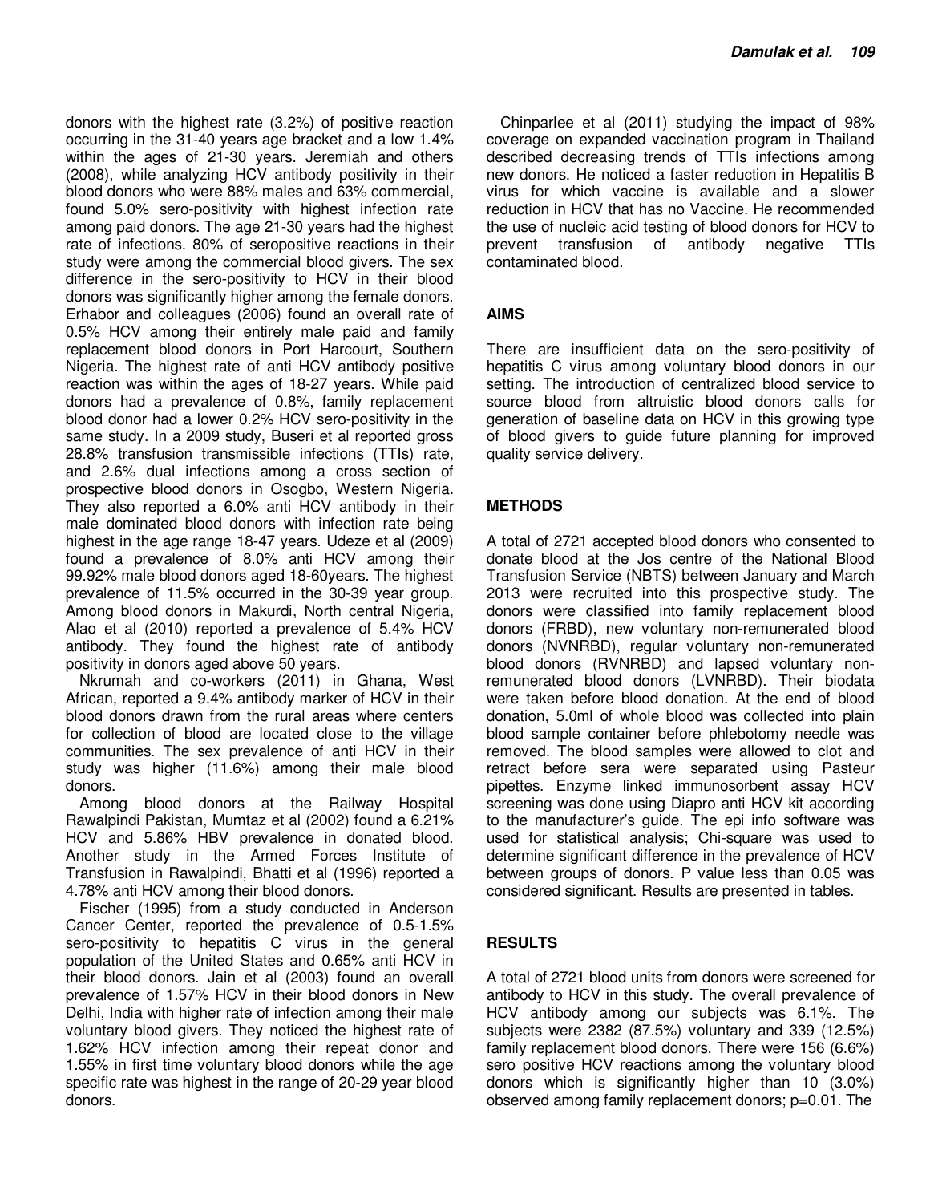donors with the highest rate (3.2%) of positive reaction occurring in the 31-40 years age bracket and a low 1.4% within the ages of 21-30 years. Jeremiah and others (2008), while analyzing HCV antibody positivity in their blood donors who were 88% males and 63% commercial, found 5.0% sero-positivity with highest infection rate among paid donors. The age 21-30 years had the highest rate of infections. 80% of seropositive reactions in their study were among the commercial blood givers. The sex difference in the sero-positivity to HCV in their blood donors was significantly higher among the female donors. Erhabor and colleagues (2006) found an overall rate of 0.5% HCV among their entirely male paid and family replacement blood donors in Port Harcourt, Southern Nigeria. The highest rate of anti HCV antibody positive reaction was within the ages of 18-27 years. While paid donors had a prevalence of 0.8%, family replacement blood donor had a lower 0.2% HCV sero-positivity in the same study. In a 2009 study, Buseri et al reported gross 28.8% transfusion transmissible infections (TTIs) rate, and 2.6% dual infections among a cross section of prospective blood donors in Osogbo, Western Nigeria. They also reported a 6.0% anti HCV antibody in their male dominated blood donors with infection rate being highest in the age range 18-47 years. Udeze et al (2009) found a prevalence of 8.0% anti HCV among their 99.92% male blood donors aged 18-60years. The highest prevalence of 11.5% occurred in the 30-39 year group. Among blood donors in Makurdi, North central Nigeria, Alao et al (2010) reported a prevalence of 5.4% HCV antibody. They found the highest rate of antibody positivity in donors aged above 50 years.

Nkrumah and co-workers (2011) in Ghana, West African, reported a 9.4% antibody marker of HCV in their blood donors drawn from the rural areas where centers for collection of blood are located close to the village communities. The sex prevalence of anti HCV in their study was higher (11.6%) among their male blood donors.

Among blood donors at the Railway Hospital Rawalpindi Pakistan, Mumtaz et al (2002) found a 6.21% HCV and 5.86% HBV prevalence in donated blood. Another study in the Armed Forces Institute of Transfusion in Rawalpindi, Bhatti et al (1996) reported a 4.78% anti HCV among their blood donors.

Fischer (1995) from a study conducted in Anderson Cancer Center, reported the prevalence of 0.5-1.5% sero-positivity to hepatitis C virus in the general population of the United States and 0.65% anti HCV in their blood donors. Jain et al (2003) found an overall prevalence of 1.57% HCV in their blood donors in New Delhi, India with higher rate of infection among their male voluntary blood givers. They noticed the highest rate of 1.62% HCV infection among their repeat donor and 1.55% in first time voluntary blood donors while the age specific rate was highest in the range of 20-29 year blood donors.

Chinparlee et al (2011) studying the impact of 98% coverage on expanded vaccination program in Thailand described decreasing trends of TTIs infections among new donors. He noticed a faster reduction in Hepatitis B virus for which vaccine is available and a slower reduction in HCV that has no Vaccine. He recommended the use of nucleic acid testing of blood donors for HCV to prevent transfusion of antibody negative TTIs contaminated blood.

## AIMS

There are insufficient data on the sero-positivity of hepatitis C virus among voluntary blood donors in our setting. The introduction of centralized blood service to source blood from altruistic blood donors calls for generation of baseline data on HCV in this growing type of blood givers to guide future planning for improved quality service delivery.

## METHODS

A total of 2721 accepted blood donors who consented to donate blood at the Jos centre of the National Blood Transfusion Service (NBTS) between January and March 2013 were recruited into this prospective study. The donors were classified into family replacement blood donors (FRBD), new voluntary non-remunerated blood donors (NVNRBD), regular voluntary non-remunerated blood donors (RVNRBD) and lapsed voluntary non-remunerated blood donors (LVNRBD). Their biodata were taken before blood donation. At the end of blood donation, 5.0ml of whole blood was collected into plain blood sample container before phlebotomy needle was removed. The blood samples were allowed to clot and retract before sera were separated using Pasteur pipettes. Enzyme linked immunosorbent assay HCV screening was done using Diapro anti HCV kit according to the manufacturer's guide. The epi info software was used for statistical analysis; Chi-square was used to determine significant difference in the prevalence of HCV between groups of donors. P value less than 0.05 was considered significant. Results are presented in tables.

## RESULTS

A total of 2721 blood units from donors were screened for antibody to HCV in this study. The overall prevalence of HCV antibody among our subjects was 6.1%. The subjects were 2382 (87.5%) voluntary and 339 (12.5%) family replacement blood donors. There were 156 (6.6%) sero positive HCV reactions among the voluntary blood donors which is significantly higher than 10 (3.0%) observed among family replacement donors; p=0.01. The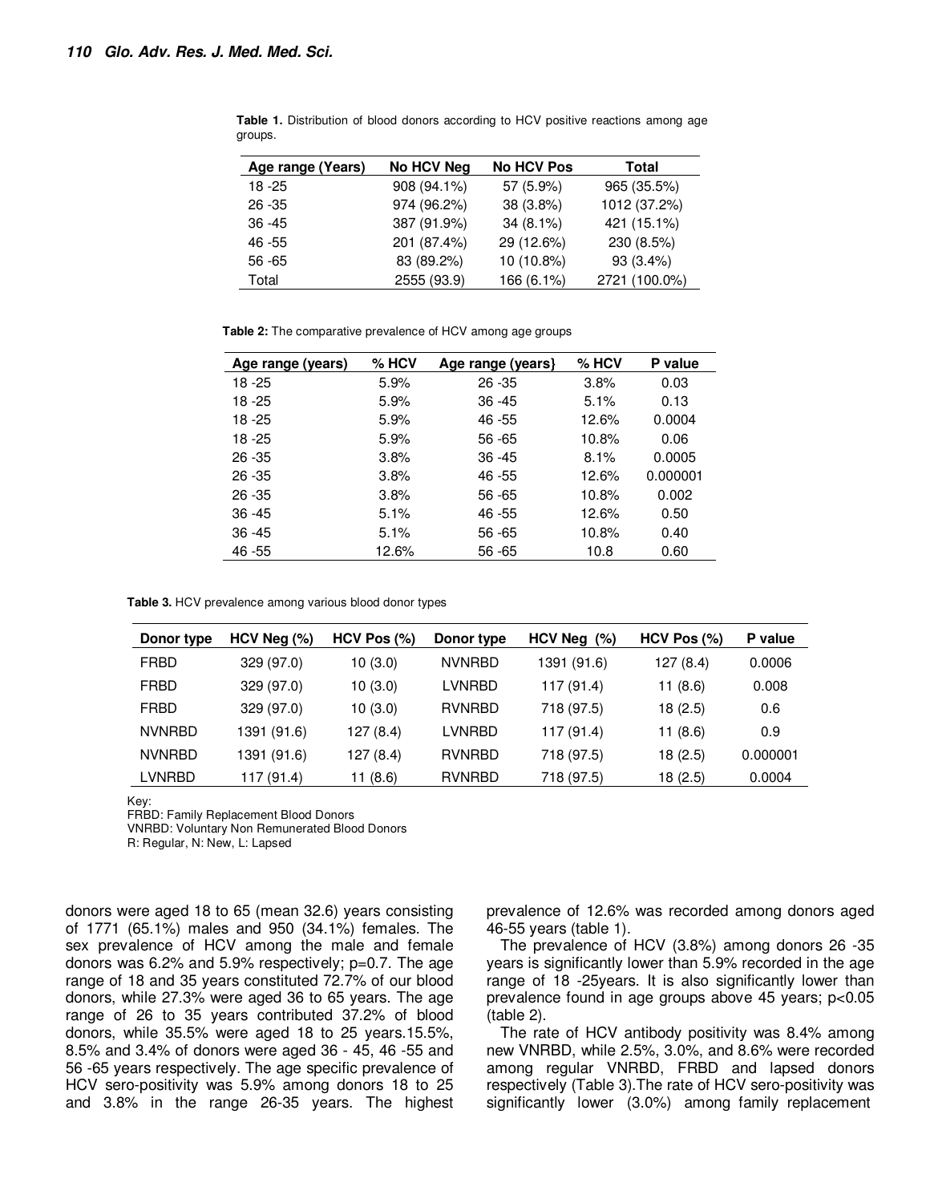**Table 1.** Distribution of blood donors according to HCV positive reactions among age groups.

| Age range (Years) | No HCV Neg | No HCV Pos | Total |
|---|---|---|---|
| 18 -25 | 908 (94.1%) | 57 (5.9%) | 965 (35.5%) |
| 26 -35 | 974 (96.2%) | 38 (3.8%) | 1012 (37.2%) |
| 36 -45 | 387 (91.9%) | 34 (8.1%) | 421 (15.1%) |
| 46 -55 | 201 (87.4%) | 29 (12.6%) | 230 (8.5%) |
| 56 -65 | 83 (89.2%) | 10 (10.8%) | 93 (3.4%) |
| Total | 2555 (93.9) | 166 (6.1%) | 2721 (100.0%) |

**Table 2:** The comparative prevalence of HCV among age groups

| Age range (years) | % HCV | Age range (years} | % HCV | P value |
|---|---|---|---|---|
| 18 -25 | 5.9% | 26 -35 | 3.8% | 0.03 |
| 18 -25 | 5.9% | 36 -45 | 5.1% | 0.13 |
| 18 -25 | 5.9% | 46 -55 | 12.6% | 0.0004 |
| 18 -25 | 5.9% | 56 -65 | 10.8% | 0.06 |
| 26 -35 | 3.8% | 36 -45 | 8.1% | 0.0005 |
| 26 -35 | 3.8% | 46 -55 | 12.6% | 0.000001 |
| 26 -35 | 3.8% | 56 -65 | 10.8% | 0.002 |
| 36 -45 | 5.1% | 46 -55 | 12.6% | 0.50 |
| 36 -45 | 5.1% | 56 -65 | 10.8% | 0.40 |
| 46 -55 | 12.6% | 56 -65 | 10.8 | 0.60 |

**Table 3.** HCV prevalence among various blood donor types

| Donor type | HCV Neg (%) | HCV Pos (%) | Donor type | HCV Neg (%) | HCV Pos (%) | P value |
|---|---|---|---|---|---|---|
| FRBD | 329 (97.0) | 10 (3.0) | NVNRBD | 1391 (91.6) | 127 (8.4) | 0.0006 |
| FRBD | 329 (97.0) | 10 (3.0) | LVNRBD | 117 (91.4) | 11 (8.6) | 0.008 |
| FRBD | 329 (97.0) | 10 (3.0) | RVNRBD | 718 (97.5) | 18 (2.5) | 0.6 |
| NVNRBD | 1391 (91.6) | 127 (8.4) | LVNRBD | 117 (91.4) | 11 (8.6) | 0.9 |
| NVNRBD | 1391 (91.6) | 127 (8.4) | RVNRBD | 718 (97.5) | 18 (2.5) | 0.000001 |
| LVNRBD | 117 (91.4) | 11 (8.6) | RVNRBD | 718 (97.5) | 18 (2.5) | 0.0004 |

Key:
FRBD: Family Replacement Blood Donors
VNRBD: Voluntary Non Remunerated Blood Donors
R: Regular, N: New, L: Lapsed

donors were aged 18 to 65 (mean 32.6) years consisting of 1771 (65.1%) males and 950 (34.1%) females. The sex prevalence of HCV among the male and female donors was 6.2% and 5.9% respectively; p=0.7. The age range of 18 and 35 years constituted 72.7% of our blood donors, while 27.3% were aged 36 to 65 years. The age range of 26 to 35 years contributed 37.2% of blood donors, while 35.5% were aged 18 to 25 years.15.5%, 8.5% and 3.4% of donors were aged 36 - 45, 46 -55 and 56 -65 years respectively. The age specific prevalence of HCV sero-positivity was 5.9% among donors 18 to 25 and 3.8% in the range 26-35 years. The highest prevalence of 12.6% was recorded among donors aged 46-55 years (table 1).

The prevalence of HCV (3.8%) among donors 26 -35 years is significantly lower than 5.9% recorded in the age range of 18 -25years. It is also significantly lower than prevalence found in age groups above 45 years; p<0.05 (table 2).

The rate of HCV antibody positivity was 8.4% among new VNRBD, while 2.5%, 3.0%, and 8.6% were recorded among regular VNRBD, FRBD and lapsed donors respectively (Table 3).The rate of HCV sero-positivity was significantly lower (3.0%) among family replacement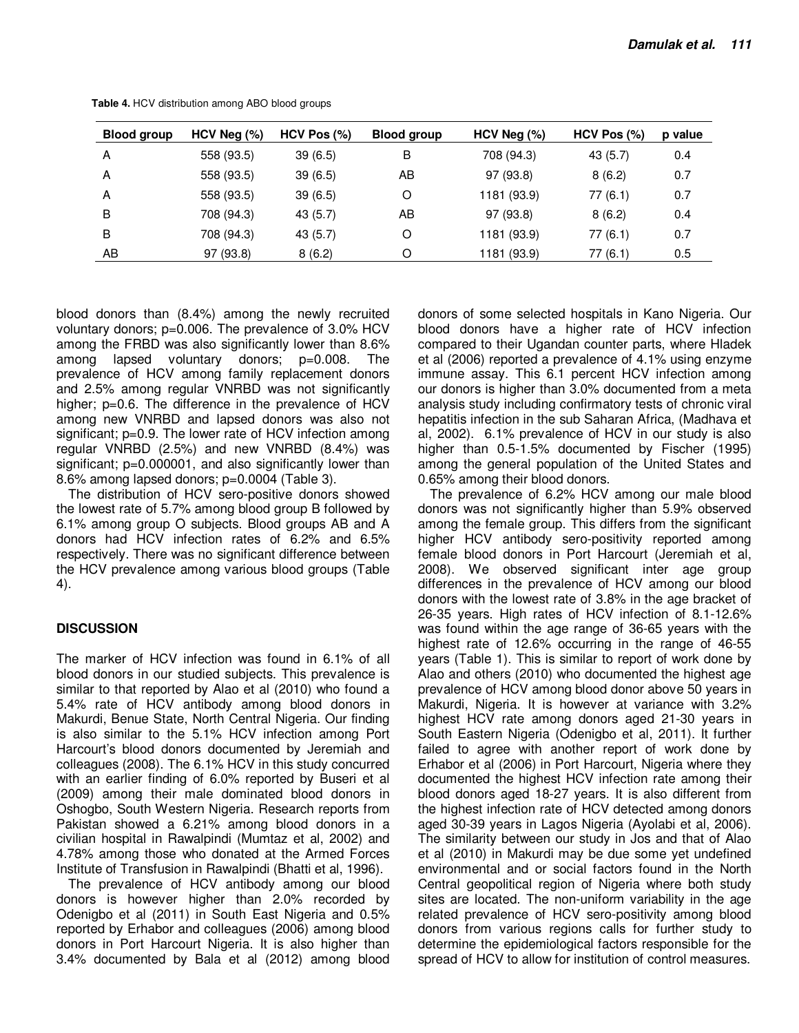**Table 4.** HCV distribution among ABO blood groups

| Blood group | HCV Neg (%) | HCV Pos (%) | Blood group | HCV Neg (%) | HCV Pos (%) | p value |
|---|---|---|---|---|---|---|
| A | 558 (93.5) | 39 (6.5) | B | 708 (94.3) | 43 (5.7) | 0.4 |
| A | 558 (93.5) | 39 (6.5) | AB | 97 (93.8) | 8 (6.2) | 0.7 |
| A | 558 (93.5) | 39 (6.5) | O | 1181 (93.9) | 77 (6.1) | 0.7 |
| B | 708 (94.3) | 43 (5.7) | AB | 97 (93.8) | 8 (6.2) | 0.4 |
| B | 708 (94.3) | 43 (5.7) | O | 1181 (93.9) | 77 (6.1) | 0.7 |
| AB | 97 (93.8) | 8 (6.2) | O | 1181 (93.9) | 77 (6.1) | 0.5 |

blood donors than (8.4%) among the newly recruited voluntary donors; p=0.006. The prevalence of 3.0% HCV among the FRBD was also significantly lower than 8.6% among lapsed voluntary donors; p=0.008. The prevalence of HCV among family replacement donors and 2.5% among regular VNRBD was not significantly higher; p=0.6. The difference in the prevalence of HCV among new VNRBD and lapsed donors was also not significant; p=0.9. The lower rate of HCV infection among regular VNRBD (2.5%) and new VNRBD (8.4%) was significant; p=0.000001, and also significantly lower than 8.6% among lapsed donors; p=0.0004 (Table 3).

The distribution of HCV sero-positive donors showed the lowest rate of 5.7% among blood group B followed by 6.1% among group O subjects. Blood groups AB and A donors had HCV infection rates of 6.2% and 6.5% respectively. There was no significant difference between the HCV prevalence among various blood groups (Table 4).

## DISCUSSION

The marker of HCV infection was found in 6.1% of all blood donors in our studied subjects. This prevalence is similar to that reported by Alao et al (2010) who found a 5.4% rate of HCV antibody among blood donors in Makurdi, Benue State, North Central Nigeria. Our finding is also similar to the 5.1% HCV infection among Port Harcourt's blood donors documented by Jeremiah and colleagues (2008). The 6.1% HCV in this study concurred with an earlier finding of 6.0% reported by Buseri et al (2009) among their male dominated blood donors in Oshogbo, South Western Nigeria. Research reports from Pakistan showed a 6.21% among blood donors in a civilian hospital in Rawalpindi (Mumtaz et al, 2002) and 4.78% among those who donated at the Armed Forces Institute of Transfusion in Rawalpindi (Bhatti et al, 1996).

The prevalence of HCV antibody among our blood donors is however higher than 2.0% recorded by Odenigbo et al (2011) in South East Nigeria and 0.5% reported by Erhabor and colleagues (2006) among blood donors in Port Harcourt Nigeria. It is also higher than 3.4% documented by Bala et al (2012) among blood donors of some selected hospitals in Kano Nigeria. Our blood donors have a higher rate of HCV infection compared to their Ugandan counter parts, where Hladek et al (2006) reported a prevalence of 4.1% using enzyme immune assay. This 6.1 percent HCV infection among our donors is higher than 3.0% documented from a meta analysis study including confirmatory tests of chronic viral hepatitis infection in the sub Saharan Africa, (Madhava et al, 2002). 6.1% prevalence of HCV in our study is also higher than 0.5-1.5% documented by Fischer (1995) among the general population of the United States and 0.65% among their blood donors.

The prevalence of 6.2% HCV among our male blood donors was not significantly higher than 5.9% observed among the female group. This differs from the significant higher HCV antibody sero-positivity reported among female blood donors in Port Harcourt (Jeremiah et al, 2008). We observed significant inter age group differences in the prevalence of HCV among our blood donors with the lowest rate of 3.8% in the age bracket of 26-35 years. High rates of HCV infection of 8.1-12.6% was found within the age range of 36-65 years with the highest rate of 12.6% occurring in the range of 46-55 years (Table 1). This is similar to report of work done by Alao and others (2010) who documented the highest age prevalence of HCV among blood donor above 50 years in Makurdi, Nigeria. It is however at variance with 3.2% highest HCV rate among donors aged 21-30 years in South Eastern Nigeria (Odenigbo et al, 2011). It further failed to agree with another report of work done by Erhabor et al (2006) in Port Harcourt, Nigeria where they documented the highest HCV infection rate among their blood donors aged 18-27 years. It is also different from the highest infection rate of HCV detected among donors aged 30-39 years in Lagos Nigeria (Ayolabi et al, 2006). The similarity between our study in Jos and that of Alao et al (2010) in Makurdi may be due some yet undefined environmental and or social factors found in the North Central geopolitical region of Nigeria where both study sites are located. The non-uniform variability in the age related prevalence of HCV sero-positivity among blood donors from various regions calls for further study to determine the epidemiological factors responsible for the spread of HCV to allow for institution of control measures.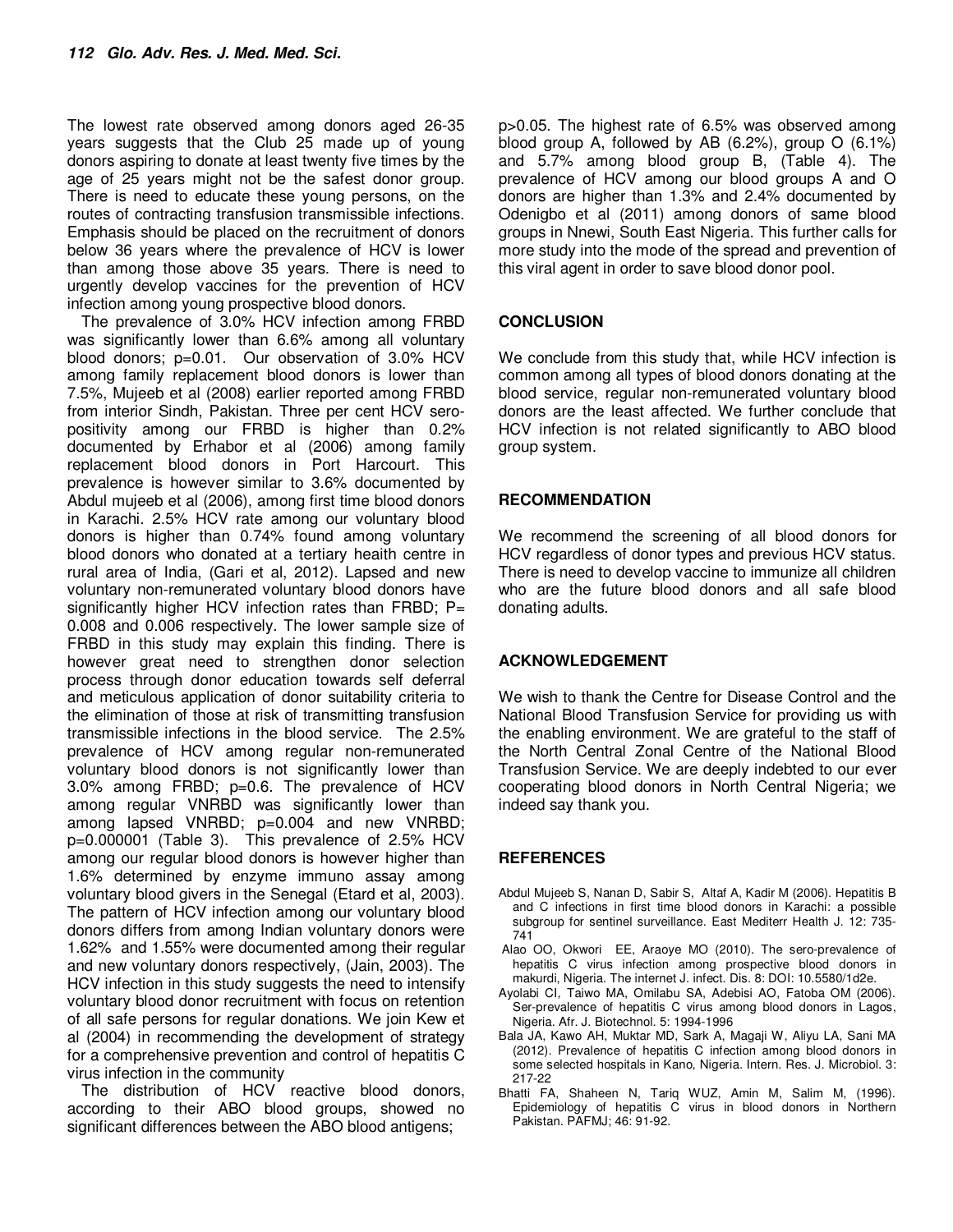The lowest rate observed among donors aged 26-35 years suggests that the Club 25 made up of young donors aspiring to donate at least twenty five times by the age of 25 years might not be the safest donor group. There is need to educate these young persons, on the routes of contracting transfusion transmissible infections. Emphasis should be placed on the recruitment of donors below 36 years where the prevalence of HCV is lower than among those above 35 years. There is need to urgently develop vaccines for the prevention of HCV infection among young prospective blood donors.

The prevalence of 3.0% HCV infection among FRBD was significantly lower than 6.6% among all voluntary blood donors; p=0.01. Our observation of 3.0% HCV among family replacement blood donors is lower than 7.5%, Mujeeb et al (2008) earlier reported among FRBD from interior Sindh, Pakistan. Three per cent HCV sero-positivity among our FRBD is higher than 0.2% documented by Erhabor et al (2006) among family replacement blood donors in Port Harcourt. This prevalence is however similar to 3.6% documented by Abdul mujeeb et al (2006), among first time blood donors in Karachi. 2.5% HCV rate among our voluntary blood donors is higher than 0.74% found among voluntary blood donors who donated at a tertiary heaith centre in rural area of India, (Gari et al, 2012). Lapsed and new voluntary non-remunerated voluntary blood donors have significantly higher HCV infection rates than FRBD; P= 0.008 and 0.006 respectively. The lower sample size of FRBD in this study may explain this finding. There is however great need to strengthen donor selection process through donor education towards self deferral and meticulous application of donor suitability criteria to the elimination of those at risk of transmitting transfusion transmissible infections in the blood service. The 2.5% prevalence of HCV among regular non-remunerated voluntary blood donors is not significantly lower than 3.0% among FRBD; p=0.6. The prevalence of HCV among regular VNRBD was significantly lower than among lapsed VNRBD; p=0.004 and new VNRBD; p=0.000001 (Table 3). This prevalence of 2.5% HCV among our regular blood donors is however higher than 1.6% determined by enzyme immuno assay among voluntary blood givers in the Senegal (Etard et al, 2003). The pattern of HCV infection among our voluntary blood donors differs from among Indian voluntary donors were 1.62% and 1.55% were documented among their regular and new voluntary donors respectively, (Jain, 2003). The HCV infection in this study suggests the need to intensify voluntary blood donor recruitment with focus on retention of all safe persons for regular donations. We join Kew et al (2004) in recommending the development of strategy for a comprehensive prevention and control of hepatitis C virus infection in the community

The distribution of HCV reactive blood donors, according to their ABO blood groups, showed no significant differences between the ABO blood antigens; p>0.05. The highest rate of 6.5% was observed among blood group A, followed by AB (6.2%), group O (6.1%) and 5.7% among blood group B, (Table 4). The prevalence of HCV among our blood groups A and O donors are higher than 1.3% and 2.4% documented by Odenigbo et al (2011) among donors of same blood groups in Nnewi, South East Nigeria. This further calls for more study into the mode of the spread and prevention of this viral agent in order to save blood donor pool.

## CONCLUSION

We conclude from this study that, while HCV infection is common among all types of blood donors donating at the blood service, regular non-remunerated voluntary blood donors are the least affected. We further conclude that HCV infection is not related significantly to ABO blood group system.

## RECOMMENDATION

We recommend the screening of all blood donors for HCV regardless of donor types and previous HCV status. There is need to develop vaccine to immunize all children who are the future blood donors and all safe blood donating adults.

## ACKNOWLEDGEMENT

We wish to thank the Centre for Disease Control and the National Blood Transfusion Service for providing us with the enabling environment. We are grateful to the staff of the North Central Zonal Centre of the National Blood Transfusion Service. We are deeply indebted to our ever cooperating blood donors in North Central Nigeria; we indeed say thank you.

## REFERENCES

Abdul Mujeeb S, Nanan D, Sabir S, Altaf A, Kadir M (2006). Hepatitis B and C infections in first time blood donors in Karachi: a possible subgroup for sentinel surveillance. East Mediterr Health J. 12: 735-741

Alao OO, Okwori EE, Araoye MO (2010). The sero-prevalence of hepatitis C virus infection among prospective blood donors in makurdi, Nigeria. The internet J. infect. Dis. 8: DOI: 10.5580/1d2e.

Ayolabi CI, Taiwo MA, Omilabu SA, Adebisi AO, Fatoba OM (2006). Ser-prevalence of hepatitis C virus among blood donors in Lagos, Nigeria. Afr. J. Biotechnol. 5: 1994-1996

Bala JA, Kawo AH, Muktar MD, Sark A, Magaji W, Aliyu LA, Sani MA (2012). Prevalence of hepatitis C infection among blood donors in some selected hospitals in Kano, Nigeria. Intern. Res. J. Microbiol. 3: 217-22

Bhatti FA, Shaheen N, Tariq WUZ, Amin M, Salim M, (1996). Epidemiology of hepatitis C virus in blood donors in Northern Pakistan. PAFMJ; 46: 91-92.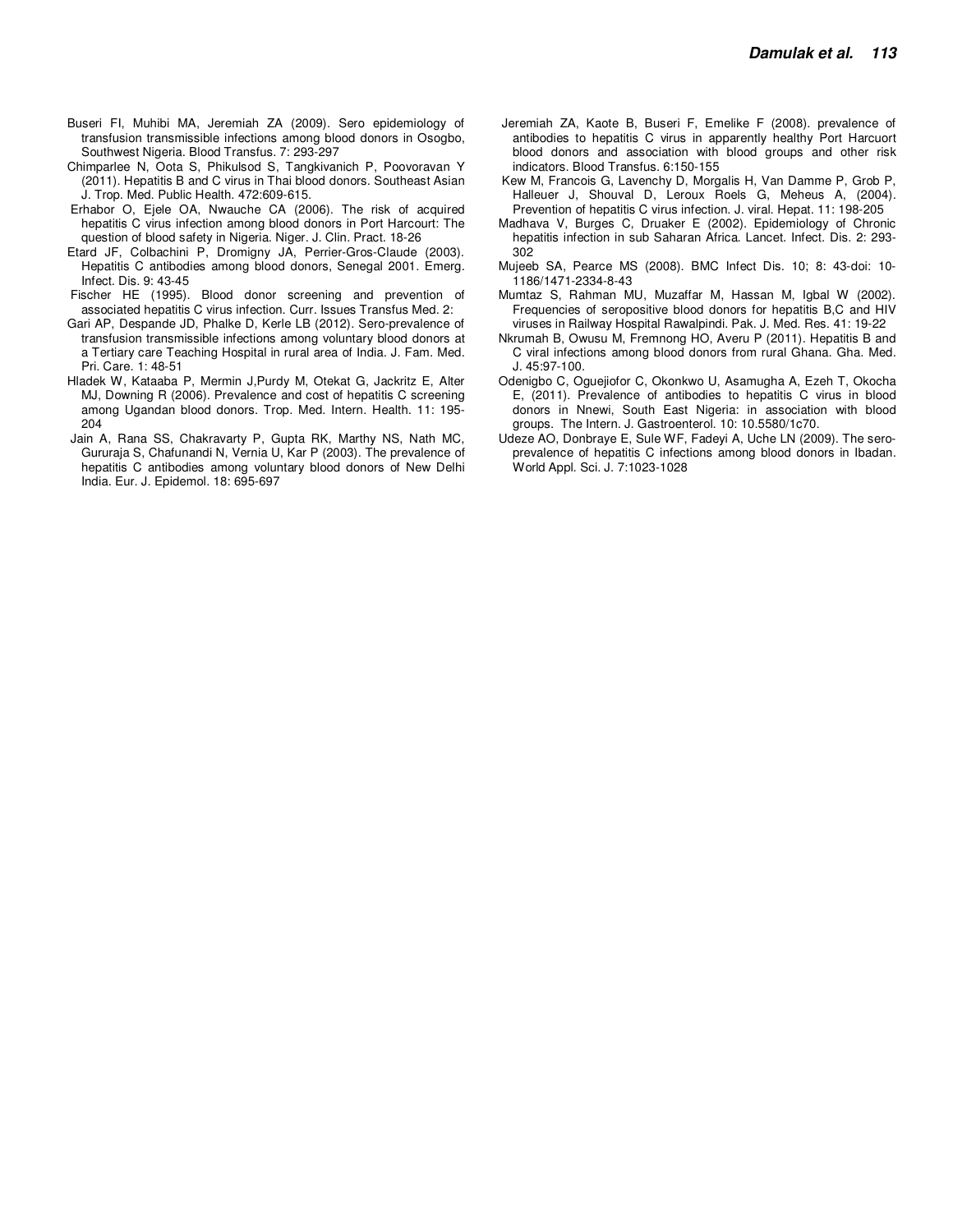Buseri FI, Muhibi MA, Jeremiah ZA (2009). Sero epidemiology of transfusion transmissible infections among blood donors in Osogbo, Southwest Nigeria. Blood Transfus. 7: 293-297

Chimparlee N, Oota S, Phikulsod S, Tangkivanich P, Poovoravan Y (2011). Hepatitis B and C virus in Thai blood donors. Southeast Asian J. Trop. Med. Public Health. 472:609-615.

Erhabor O, Ejele OA, Nwauche CA (2006). The risk of acquired hepatitis C virus infection among blood donors in Port Harcourt: The question of blood safety in Nigeria. Niger. J. Clin. Pract. 18-26

Etard JF, Colbachini P, Dromigny JA, Perrier-Gros-Claude (2003). Hepatitis C antibodies among blood donors, Senegal 2001. Emerg. Infect. Dis. 9: 43-45

Fischer HE (1995). Blood donor screening and prevention of associated hepatitis C virus infection. Curr. Issues Transfus Med. 2:

Gari AP, Despande JD, Phalke D, Kerle LB (2012). Sero-prevalence of transfusion transmissible infections among voluntary blood donors at a Tertiary care Teaching Hospital in rural area of India. J. Fam. Med. Pri. Care. 1: 48-51

Hladek W, Kataaba P, Mermin J,Purdy M, Otekat G, Jackritz E, Alter MJ, Downing R (2006). Prevalence and cost of hepatitis C screening among Ugandan blood donors. Trop. Med. Intern. Health. 11: 195-204

Jain A, Rana SS, Chakravarty P, Gupta RK, Marthy NS, Nath MC, Gururaja S, Chafunandi N, Vernia U, Kar P (2003). The prevalence of hepatitis C antibodies among voluntary blood donors of New Delhi India. Eur. J. Epidemol. 18: 695-697

Jeremiah ZA, Kaote B, Buseri F, Emelike F (2008). prevalence of antibodies to hepatitis C virus in apparently healthy Port Harcuort blood donors and association with blood groups and other risk indicators. Blood Transfus. 6:150-155

Kew M, Francois G, Lavenchy D, Morgalis H, Van Damme P, Grob P, Halleuer J, Shouval D, Leroux Roels G, Meheus A, (2004). Prevention of hepatitis C virus infection. J. viral. Hepat. 11: 198-205

Madhava V, Burges C, Druaker E (2002). Epidemiology of Chronic hepatitis infection in sub Saharan Africa. Lancet. Infect. Dis. 2: 293-302

Mujeeb SA, Pearce MS (2008). BMC Infect Dis. 10; 8: 43-doi: 10-1186/1471-2334-8-43

Mumtaz S, Rahman MU, Muzaffar M, Hassan M, Igbal W (2002). Frequencies of seropositive blood donors for hepatitis B,C and HIV viruses in Railway Hospital Rawalpindi. Pak. J. Med. Res. 41: 19-22

Nkrumah B, Owusu M, Fremnong HO, Averu P (2011). Hepatitis B and C viral infections among blood donors from rural Ghana. Gha. Med. J. 45:97-100.

Odenigbo C, Oguejiofor C, Okonkwo U, Asamugha A, Ezeh T, Okocha E, (2011). Prevalence of antibodies to hepatitis C virus in blood donors in Nnewi, South East Nigeria: in association with blood groups. The Intern. J. Gastroenterol. 10: 10.5580/1c70.

Udeze AO, Donbraye E, Sule WF, Fadeyi A, Uche LN (2009). The sero-prevalence of hepatitis C infections among blood donors in Ibadan. World Appl. Sci. J. 7:1023-1028